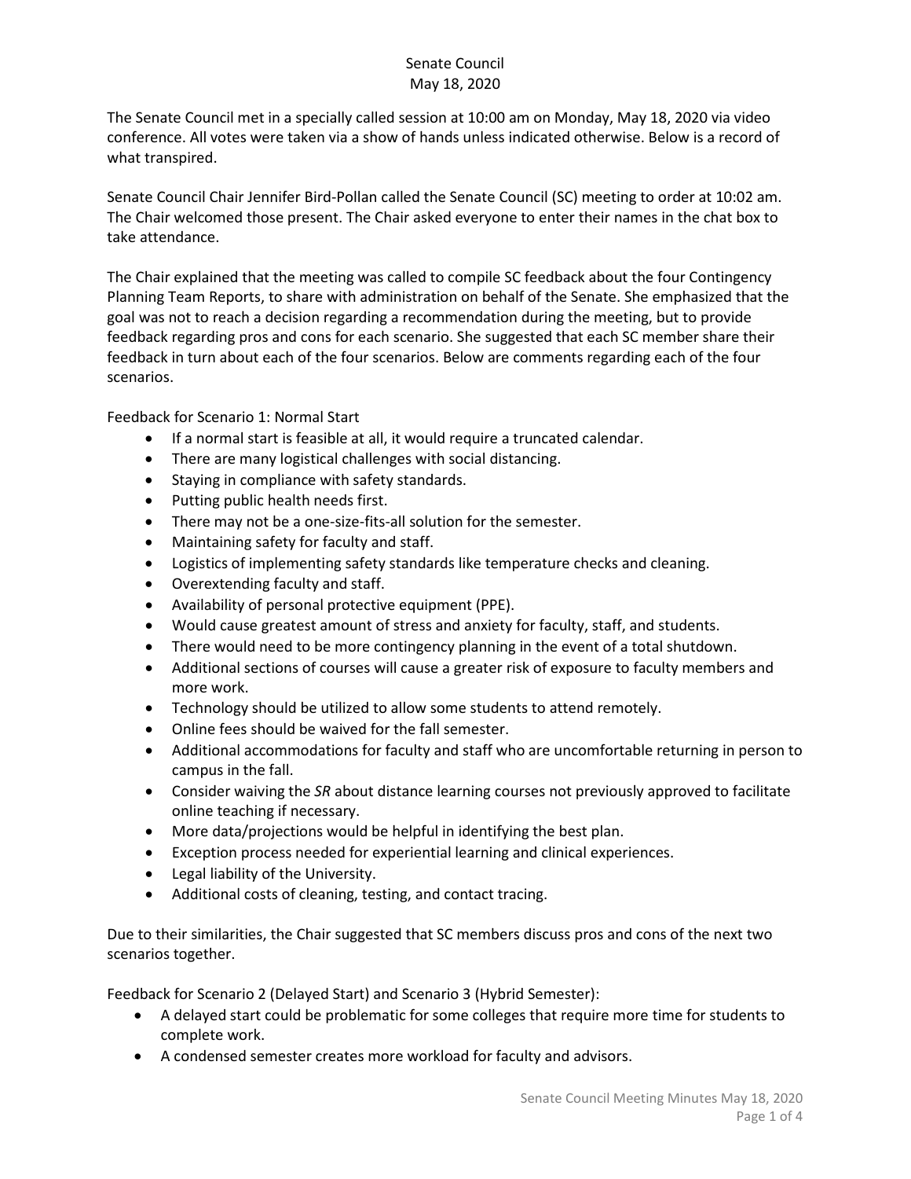# Senate Council
## May 18, 2020

The Senate Council met in a specially called session at 10:00 am on Monday, May 18, 2020 via video conference. All votes were taken via a show of hands unless indicated otherwise. Below is a record of what transpired.

Senate Council Chair Jennifer Bird-Pollan called the Senate Council (SC) meeting to order at 10:02 am. The Chair welcomed those present. The Chair asked everyone to enter their names in the chat box to take attendance.

The Chair explained that the meeting was called to compile SC feedback about the four Contingency Planning Team Reports, to share with administration on behalf of the Senate. She emphasized that the goal was not to reach a decision regarding a recommendation during the meeting, but to provide feedback regarding pros and cons for each scenario. She suggested that each SC member share their feedback in turn about each of the four scenarios. Below are comments regarding each of the four scenarios.

Feedback for Scenario 1: Normal Start

- If a normal start is feasible at all, it would require a truncated calendar.
- There are many logistical challenges with social distancing.
- Staying in compliance with safety standards.
- Putting public health needs first.
- There may not be a one-size-fits-all solution for the semester.
- Maintaining safety for faculty and staff.
- Logistics of implementing safety standards like temperature checks and cleaning.
- Overextending faculty and staff.
- Availability of personal protective equipment (PPE).
- Would cause greatest amount of stress and anxiety for faculty, staff, and students.
- There would need to be more contingency planning in the event of a total shutdown.
- Additional sections of courses will cause a greater risk of exposure to faculty members and more work.
- Technology should be utilized to allow some students to attend remotely.
- Online fees should be waived for the fall semester.
- Additional accommodations for faculty and staff who are uncomfortable returning in person to campus in the fall.
- Consider waiving the *SR* about distance learning courses not previously approved to facilitate online teaching if necessary.
- More data/projections would be helpful in identifying the best plan.
- Exception process needed for experiential learning and clinical experiences.
- Legal liability of the University.
- Additional costs of cleaning, testing, and contact tracing.

Due to their similarities, the Chair suggested that SC members discuss pros and cons of the next two scenarios together.

Feedback for Scenario 2 (Delayed Start) and Scenario 3 (Hybrid Semester):

- A delayed start could be problematic for some colleges that require more time for students to complete work.
- A condensed semester creates more workload for faculty and advisors.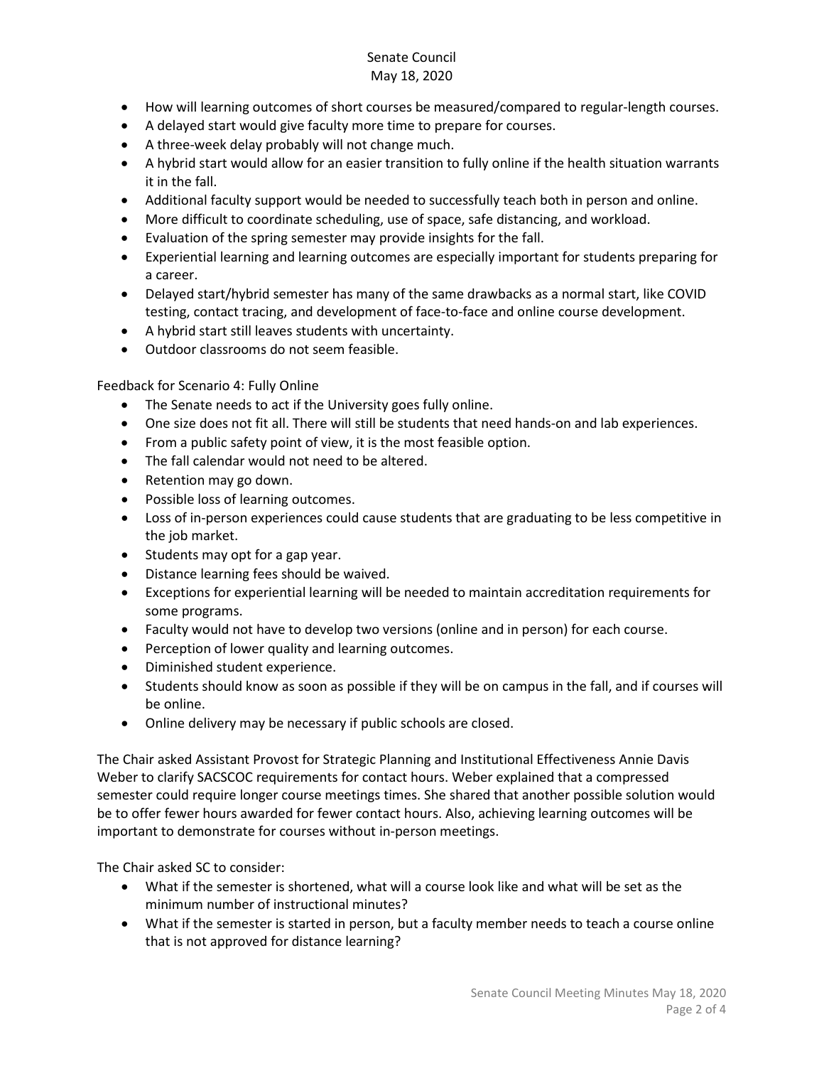- How will learning outcomes of short courses be measured/compared to regular-length courses.
- A delayed start would give faculty more time to prepare for courses.
- A three-week delay probably will not change much.
- A hybrid start would allow for an easier transition to fully online if the health situation warrants it in the fall.
- Additional faculty support would be needed to successfully teach both in person and online.
- More difficult to coordinate scheduling, use of space, safe distancing, and workload.
- Evaluation of the spring semester may provide insights for the fall.
- Experiential learning and learning outcomes are especially important for students preparing for a career.
- Delayed start/hybrid semester has many of the same drawbacks as a normal start, like COVID testing, contact tracing, and development of face-to-face and online course development.
- A hybrid start still leaves students with uncertainty.
- Outdoor classrooms do not seem feasible.

Feedback for Scenario 4: Fully Online

- The Senate needs to act if the University goes fully online.
- One size does not fit all. There will still be students that need hands-on and lab experiences.
- From a public safety point of view, it is the most feasible option.
- The fall calendar would not need to be altered.
- Retention may go down.
- Possible loss of learning outcomes.
- Loss of in-person experiences could cause students that are graduating to be less competitive in the job market.
- Students may opt for a gap year.
- Distance learning fees should be waived.
- Exceptions for experiential learning will be needed to maintain accreditation requirements for some programs.
- Faculty would not have to develop two versions (online and in person) for each course.
- Perception of lower quality and learning outcomes.
- Diminished student experience.
- Students should know as soon as possible if they will be on campus in the fall, and if courses will be online.
- Online delivery may be necessary if public schools are closed.

The Chair asked Assistant Provost for Strategic Planning and Institutional Effectiveness Annie Davis Weber to clarify SACSCOC requirements for contact hours. Weber explained that a compressed semester could require longer course meetings times. She shared that another possible solution would be to offer fewer hours awarded for fewer contact hours. Also, achieving learning outcomes will be important to demonstrate for courses without in-person meetings.

The Chair asked SC to consider:

- What if the semester is shortened, what will a course look like and what will be set as the minimum number of instructional minutes?
- What if the semester is started in person, but a faculty member needs to teach a course online that is not approved for distance learning?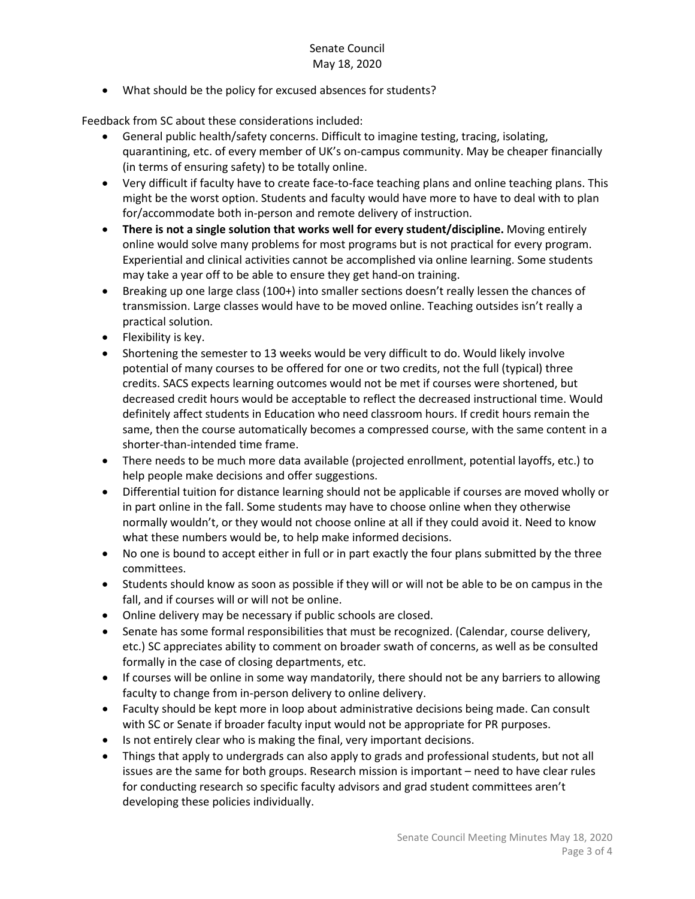- What should be the policy for excused absences for students?

Feedback from SC about these considerations included:

- General public health/safety concerns. Difficult to imagine testing, tracing, isolating, quarantining, etc. of every member of UK's on-campus community. May be cheaper financially (in terms of ensuring safety) to be totally online.
- Very difficult if faculty have to create face-to-face teaching plans and online teaching plans. This might be the worst option. Students and faculty would have more to have to deal with to plan for/accommodate both in-person and remote delivery of instruction.
- **There is not a single solution that works well for every student/discipline.** Moving entirely online would solve many problems for most programs but is not practical for every program. Experiential and clinical activities cannot be accomplished via online learning. Some students may take a year off to be able to ensure they get hand-on training.
- Breaking up one large class (100+) into smaller sections doesn't really lessen the chances of transmission. Large classes would have to be moved online. Teaching outsides isn't really a practical solution.
- Flexibility is key.
- Shortening the semester to 13 weeks would be very difficult to do. Would likely involve potential of many courses to be offered for one or two credits, not the full (typical) three credits. SACS expects learning outcomes would not be met if courses were shortened, but decreased credit hours would be acceptable to reflect the decreased instructional time. Would definitely affect students in Education who need classroom hours. If credit hours remain the same, then the course automatically becomes a compressed course, with the same content in a shorter-than-intended time frame.
- There needs to be much more data available (projected enrollment, potential layoffs, etc.) to help people make decisions and offer suggestions.
- Differential tuition for distance learning should not be applicable if courses are moved wholly or in part online in the fall. Some students may have to choose online when they otherwise normally wouldn't, or they would not choose online at all if they could avoid it. Need to know what these numbers would be, to help make informed decisions.
- No one is bound to accept either in full or in part exactly the four plans submitted by the three committees.
- Students should know as soon as possible if they will or will not be able to be on campus in the fall, and if courses will or will not be online.
- Online delivery may be necessary if public schools are closed.
- Senate has some formal responsibilities that must be recognized. (Calendar, course delivery, etc.) SC appreciates ability to comment on broader swath of concerns, as well as be consulted formally in the case of closing departments, etc.
- If courses will be online in some way mandatorily, there should not be any barriers to allowing faculty to change from in-person delivery to online delivery.
- Faculty should be kept more in loop about administrative decisions being made. Can consult with SC or Senate if broader faculty input would not be appropriate for PR purposes.
- Is not entirely clear who is making the final, very important decisions.
- Things that apply to undergrads can also apply to grads and professional students, but not all issues are the same for both groups. Research mission is important – need to have clear rules for conducting research so specific faculty advisors and grad student committees aren't developing these policies individually.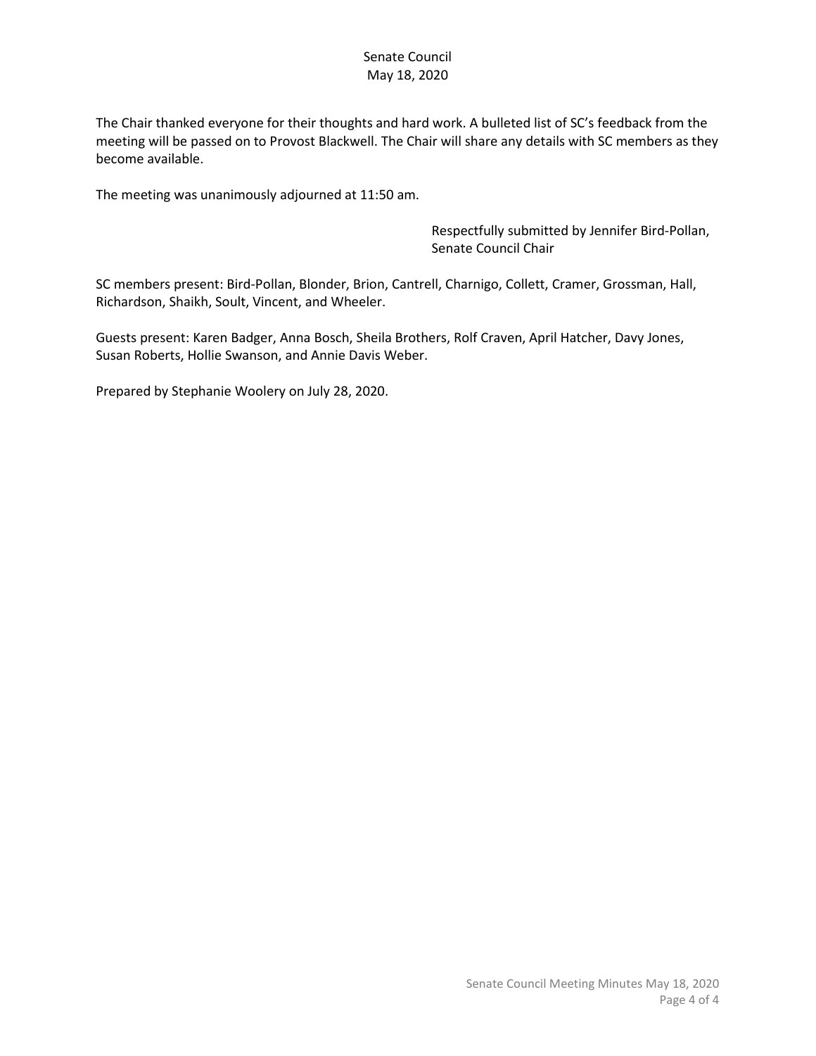The Chair thanked everyone for their thoughts and hard work. A bulleted list of SC's feedback from the meeting will be passed on to Provost Blackwell. The Chair will share any details with SC members as they become available.

The meeting was unanimously adjourned at 11:50 am.

Respectfully submitted by Jennifer Bird-Pollan,
Senate Council Chair

SC members present: Bird-Pollan, Blonder, Brion, Cantrell, Charnigo, Collett, Cramer, Grossman, Hall, Richardson, Shaikh, Soult, Vincent, and Wheeler.

Guests present: Karen Badger, Anna Bosch, Sheila Brothers, Rolf Craven, April Hatcher, Davy Jones, Susan Roberts, Hollie Swanson, and Annie Davis Weber.

Prepared by Stephanie Woolery on July 28, 2020.